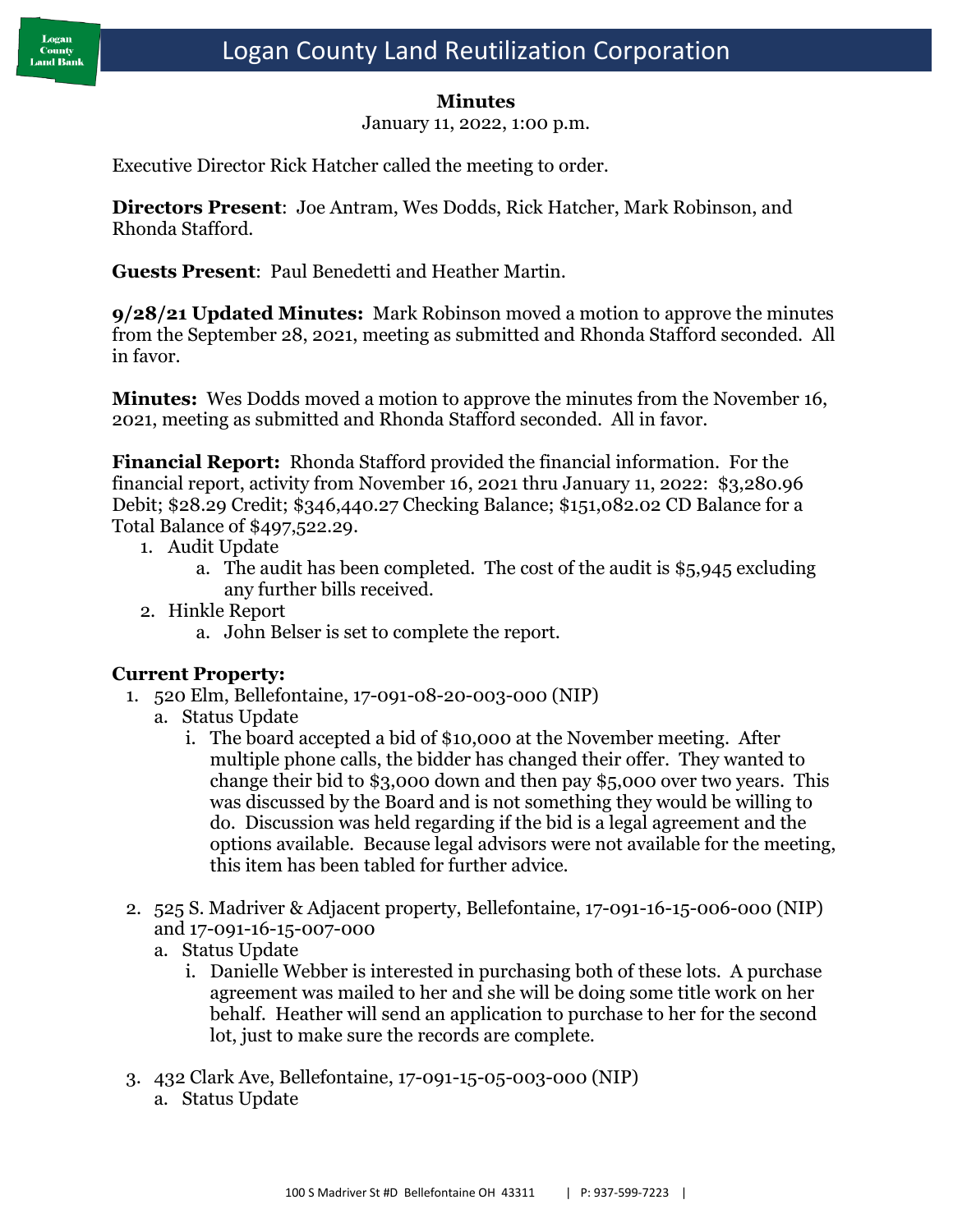# Logan County Land Reutilization Corporation

**Minutes**

January 11, 2022, 1:00 p.m.

Executive Director Rick Hatcher called the meeting to order.

**Directors Present**: Joe Antram, Wes Dodds, Rick Hatcher, Mark Robinson, and Rhonda Stafford.

**Guests Present**: Paul Benedetti and Heather Martin.

**9/28/21 Updated Minutes:** Mark Robinson moved a motion to approve the minutes from the September 28, 2021, meeting as submitted and Rhonda Stafford seconded. All in favor.

**Minutes:** Wes Dodds moved a motion to approve the minutes from the November 16, 2021, meeting as submitted and Rhonda Stafford seconded. All in favor.

**Financial Report:** Rhonda Stafford provided the financial information. For the financial report, activity from November 16, 2021 thru January 11, 2022: $3,280.96 Debit; $28.29 Credit; $346,440.27 Checking Balance; $151,082.02 CD Balance for a Total Balance of $497,522.29.

1. Audit Update
   a. The audit has been completed. The cost of the audit is $5,945 excluding any further bills received.
2. Hinkle Report
   a. John Belser is set to complete the report.

**Current Property:**

1. 520 Elm, Bellefontaine, 17-091-08-20-003-000 (NIP)
   a. Status Update
      i. The board accepted a bid of $10,000 at the November meeting. After multiple phone calls, the bidder has changed their offer. They wanted to change their bid to $3,000 down and then pay $5,000 over two years. This was discussed by the Board and is not something they would be willing to do. Discussion was held regarding if the bid is a legal agreement and the options available. Because legal advisors were not available for the meeting, this item has been tabled for further advice.

2. 525 S. Madriver & Adjacent property, Bellefontaine, 17-091-16-15-006-000 (NIP) and 17-091-16-15-007-000
   a. Status Update
      i. Danielle Webber is interested in purchasing both of these lots. A purchase agreement was mailed to her and she will be doing some title work on her behalf. Heather will send an application to purchase to her for the second lot, just to make sure the records are complete.

3. 432 Clark Ave, Bellefontaine, 17-091-15-05-003-000 (NIP)
   a. Status Update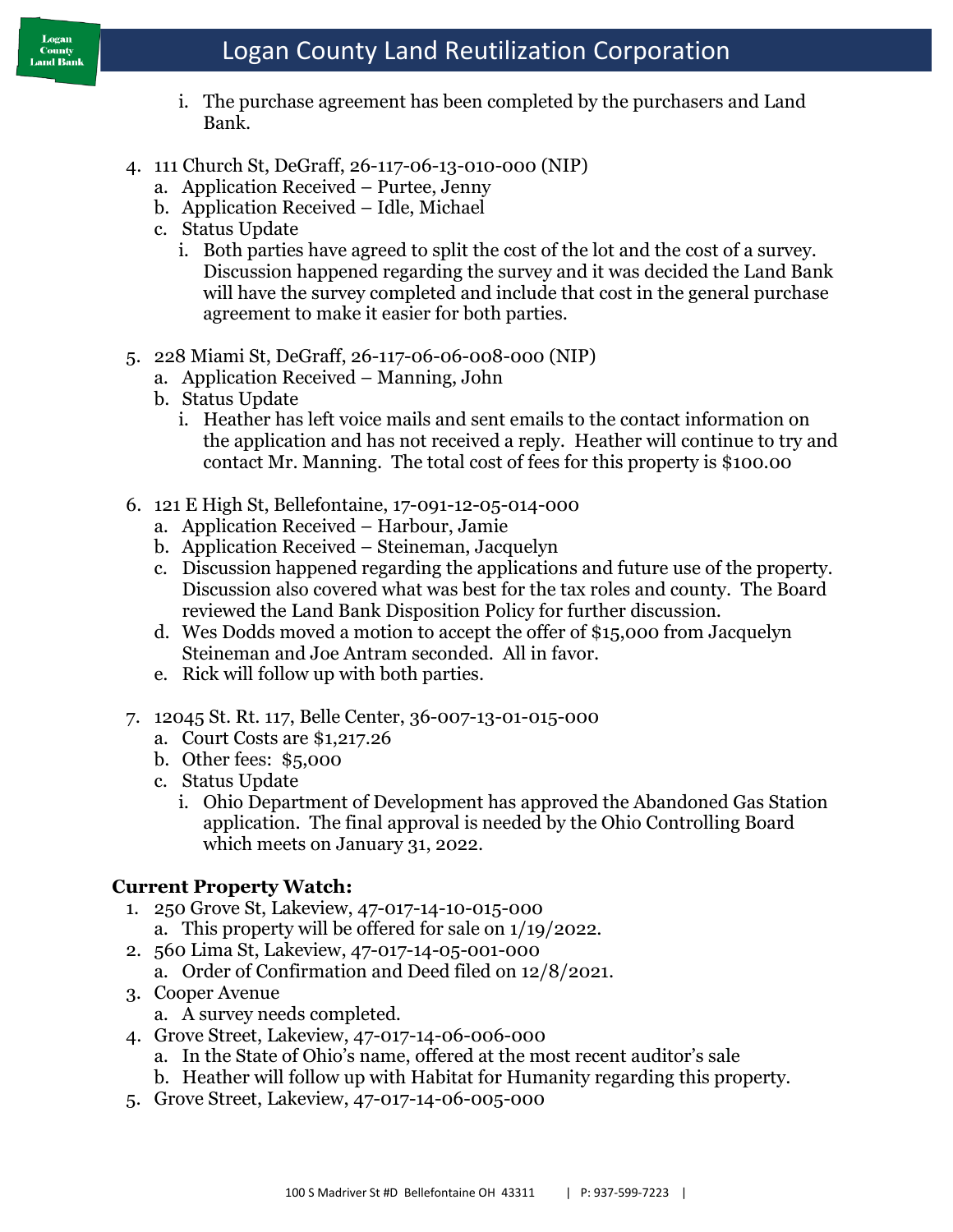i. The purchase agreement has been completed by the purchasers and Land Bank.

4. 111 Church St, DeGraff, 26-117-06-13-010-000 (NIP)
   a. Application Received – Purtee, Jenny
   b. Application Received – Idle, Michael
   c. Status Update
      i. Both parties have agreed to split the cost of the lot and the cost of a survey. Discussion happened regarding the survey and it was decided the Land Bank will have the survey completed and include that cost in the general purchase agreement to make it easier for both parties.

5. 228 Miami St, DeGraff, 26-117-06-06-008-000 (NIP)
   a. Application Received – Manning, John
   b. Status Update
      i. Heather has left voice mails and sent emails to the contact information on the application and has not received a reply. Heather will continue to try and contact Mr. Manning. The total cost of fees for this property is $100.00

6. 121 E High St, Bellefontaine, 17-091-12-05-014-000
   a. Application Received – Harbour, Jamie
   b. Application Received – Steineman, Jacquelyn
   c. Discussion happened regarding the applications and future use of the property. Discussion also covered what was best for the tax roles and county. The Board reviewed the Land Bank Disposition Policy for further discussion.
   d. Wes Dodds moved a motion to accept the offer of $15,000 from Jacquelyn Steineman and Joe Antram seconded. All in favor.
   e. Rick will follow up with both parties.

7. 12045 St. Rt. 117, Belle Center, 36-007-13-01-015-000
   a. Court Costs are $1,217.26
   b. Other fees: $5,000
   c. Status Update
      i. Ohio Department of Development has approved the Abandoned Gas Station application. The final approval is needed by the Ohio Controlling Board which meets on January 31, 2022.

**Current Property Watch:**

1. 250 Grove St, Lakeview, 47-017-14-10-015-000
   a. This property will be offered for sale on 1/19/2022.
2. 560 Lima St, Lakeview, 47-017-14-05-001-000
   a. Order of Confirmation and Deed filed on 12/8/2021.
3. Cooper Avenue
   a. A survey needs completed.
4. Grove Street, Lakeview, 47-017-14-06-006-000
   a. In the State of Ohio's name, offered at the most recent auditor's sale
   b. Heather will follow up with Habitat for Humanity regarding this property.
5. Grove Street, Lakeview, 47-017-14-06-005-000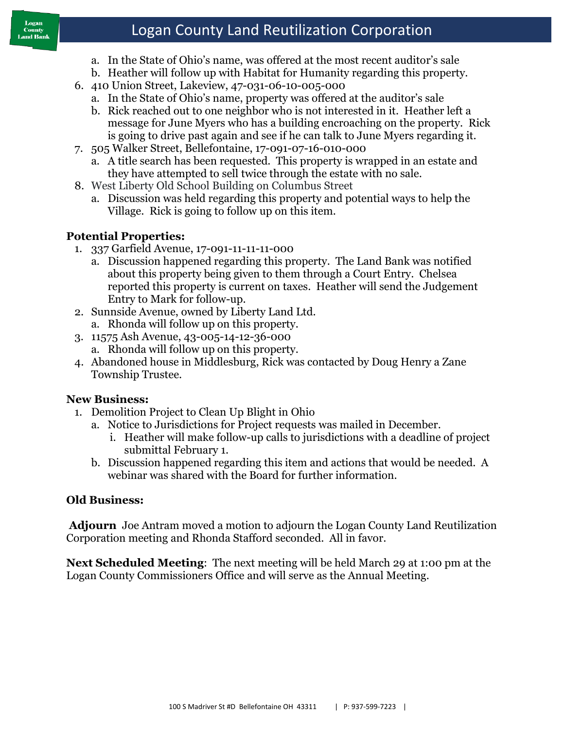a. In the State of Ohio's name, was offered at the most recent auditor's sale
   b. Heather will follow up with Habitat for Humanity regarding this property.

6. 410 Union Street, Lakeview, 47-031-06-10-005-000
   a. In the State of Ohio's name, property was offered at the auditor's sale
   b. Rick reached out to one neighbor who is not interested in it. Heather left a message for June Myers who has a building encroaching on the property. Rick is going to drive past again and see if he can talk to June Myers regarding it.
7. 505 Walker Street, Bellefontaine, 17-091-07-16-010-000
   a. A title search has been requested. This property is wrapped in an estate and they have attempted to sell twice through the estate with no sale.
8. West Liberty Old School Building on Columbus Street
   a. Discussion was held regarding this property and potential ways to help the Village. Rick is going to follow up on this item.

**Potential Properties:**

1. 337 Garfield Avenue, 17-091-11-11-11-000
   a. Discussion happened regarding this property. The Land Bank was notified about this property being given to them through a Court Entry. Chelsea reported this property is current on taxes. Heather will send the Judgement Entry to Mark for follow-up.
2. Sunnside Avenue, owned by Liberty Land Ltd.
   a. Rhonda will follow up on this property.
3. 11575 Ash Avenue, 43-005-14-12-36-000
   a. Rhonda will follow up on this property.
4. Abandoned house in Middlesburg, Rick was contacted by Doug Henry a Zane Township Trustee.

**New Business:**

1. Demolition Project to Clean Up Blight in Ohio
   a. Notice to Jurisdictions for Project requests was mailed in December.
      i. Heather will make follow-up calls to jurisdictions with a deadline of project submittal February 1.
   b. Discussion happened regarding this item and actions that would be needed. A webinar was shared with the Board for further information.

**Old Business:**

**Adjourn** Joe Antram moved a motion to adjourn the Logan County Land Reutilization Corporation meeting and Rhonda Stafford seconded. All in favor.

**Next Scheduled Meeting**: The next meeting will be held March 29 at 1:00 pm at the Logan County Commissioners Office and will serve as the Annual Meeting.